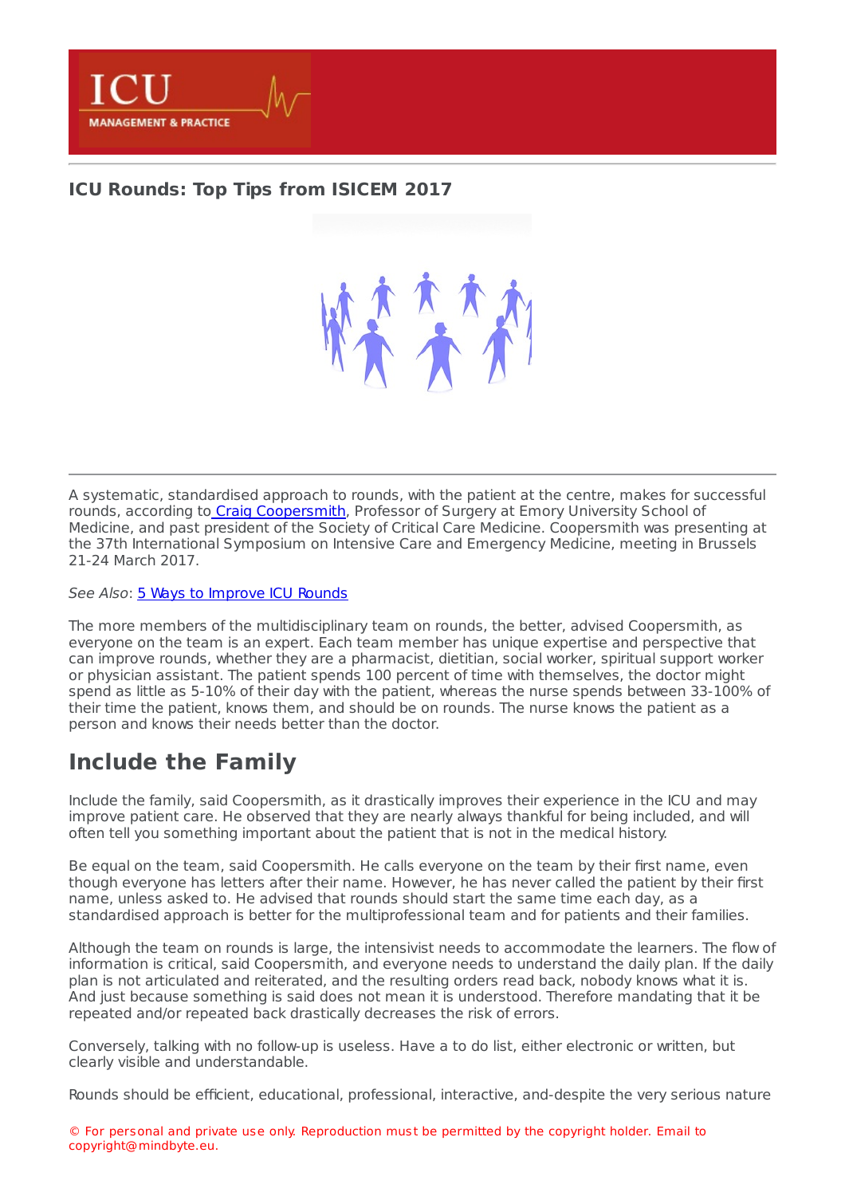# ICU Rounds: Top Tips from ISICEM 2017

A systematic, standardised approach to rounds, with the patient at the centre, makes for successful rounds, according to Craig Coopersmith, Professor of Surgery at Emory University School of Medicine, and past president of the Society of Critical Care Medicine. Coopersmith was presenting at the 37th International Symposium on Intensive Care and Emergency Medicine, meeting in Brussels 21-24 March 2017.

*See Also*: 5 Ways to Improve ICU Rounds

The more members of the multidisciplinary team on rounds, the better, advised Coopersmith, as everyone on the team is an expert. Each team member has unique expertise and perspective that can improve rounds, whether they are a pharmacist, dietitian, social worker, spiritual support worker or physician assistant. The patient spends 100 percent of time with themselves, the doctor might spend as little as 5-10% of their day with the patient, whereas the nurse spends between 33-100% of their time the patient, knows them, and should be on rounds. The nurse knows the patient as a person and knows their needs better than the doctor.

## Include the Family

Include the family, said Coopersmith, as it drastically improves their experience in the ICU and may improve patient care. He observed that they are nearly always thankful for being included, and will often tell you something important about the patient that is not in the medical history.

Be equal on the team, said Coopersmith. He calls everyone on the team by their first name, even though everyone has letters after their name. However, he has never called the patient by their first name, unless asked to. He advised that rounds should start the same time each day, as a standardised approach is better for the multiprofessional team and for patients and their families.

Although the team on rounds is large, the intensivist needs to accommodate the learners. The flow of information is critical, said Coopersmith, and everyone needs to understand the daily plan. If the daily plan is not articulated and reiterated, and the resulting orders read back, nobody knows what it is. And just because something is said does not mean it is understood. Therefore mandating that it be repeated and/or repeated back drastically decreases the risk of errors.

Conversely, talking with no follow-up is useless. Have a to do list, either electronic or written, but clearly visible and understandable.

Rounds should be efficient, educational, professional, interactive, and-despite the very serious nature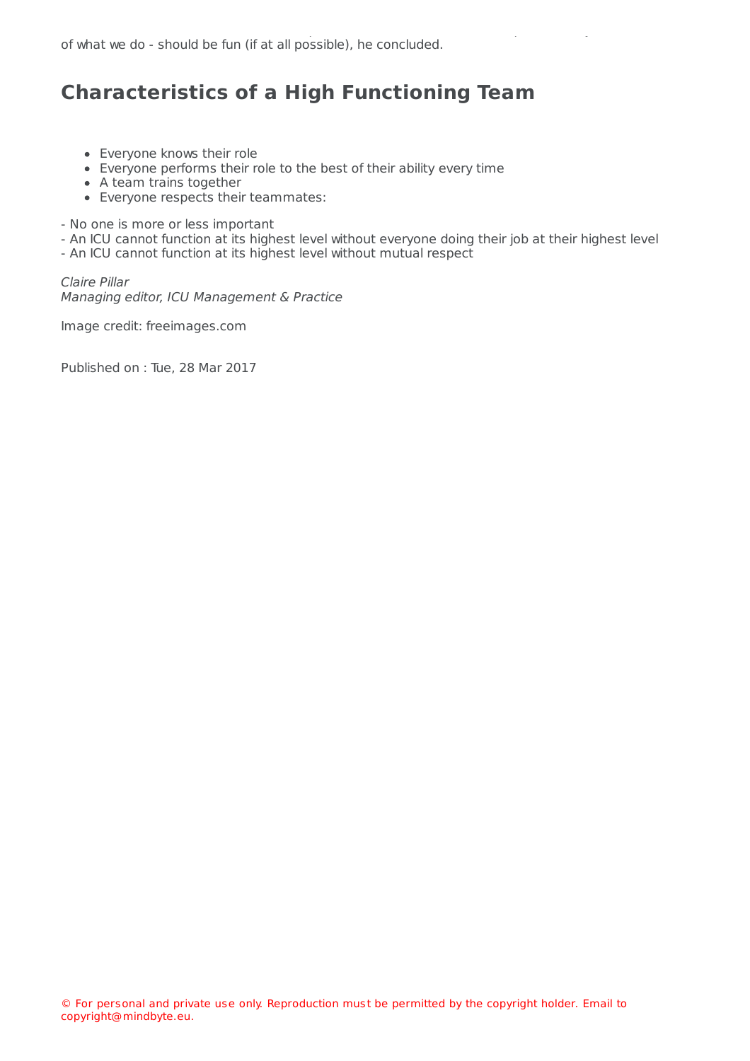of what we do - should be fun (if at all possible), he concluded.

## Characteristics of a High Functioning Team

- Everyone knows their role
- Everyone performs their role to the best of their ability every time
- A team trains together
- Everyone respects their teammates:

- No one is more or less important
- An ICU cannot function at its highest level without everyone doing their job at their highest level
- An ICU cannot function at its highest level without mutual respect

*Claire Pillar*
*Managing editor, ICU Management & Practice*

Image credit: freeimages.com

Published on : Tue, 28 Mar 2017

© For personal and private use only. Reproduction must be permitted by the copyright holder. Email to copyright@mindbyte.eu.